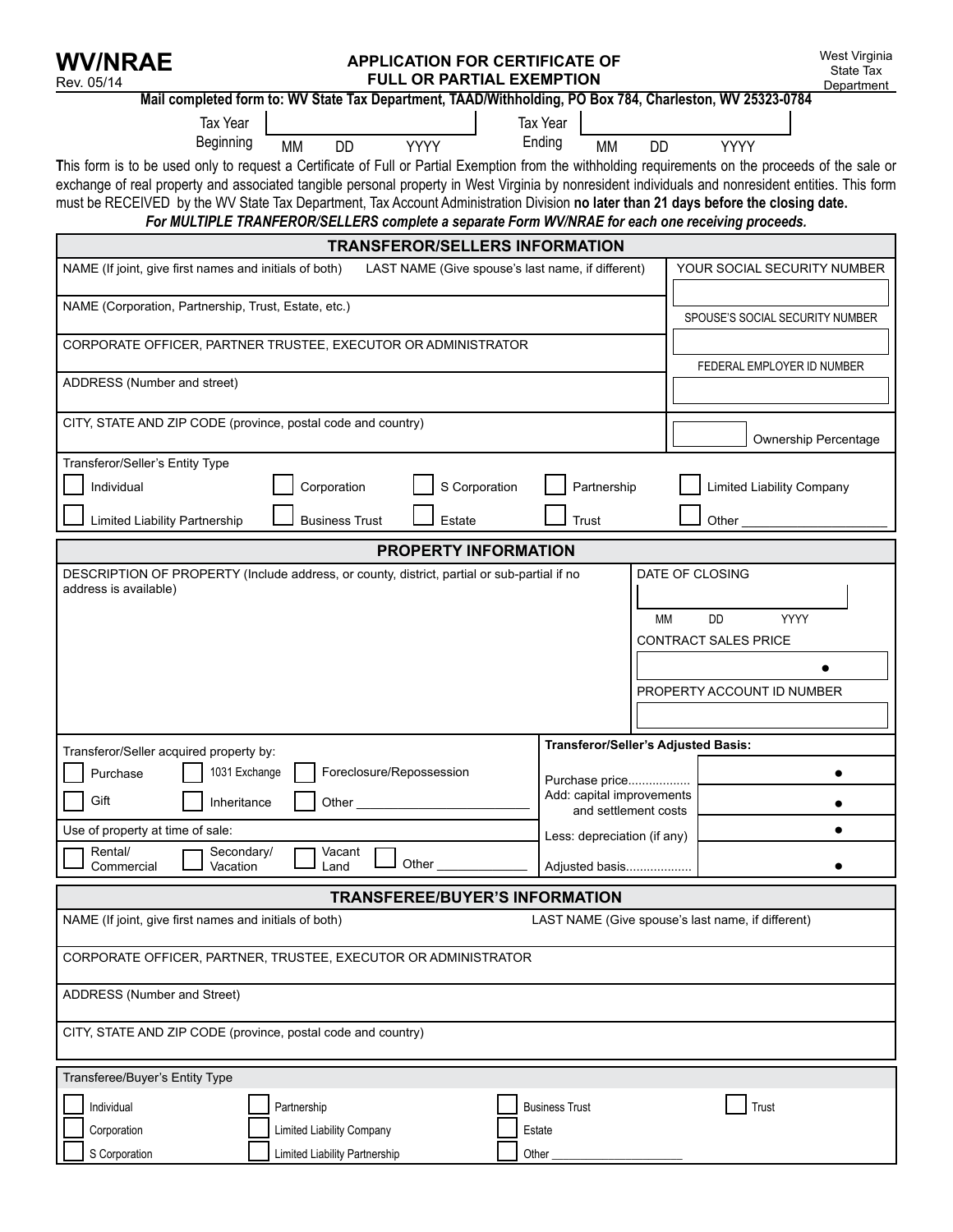# WV/NRAE

Rev. 05/14

## APPLICATION FOR CERTIFICATE OF FULL OR PARTIAL EXEMPTION

West Virginia State Tax Department

**Mail completed form to: WV State Tax Department, TAAD/Withholding, PO Box 784, Charleston, WV 25323-0784**

| Tax Year Beginning | | Tax Year Ending | |
|---|---|---|---|
| | MM DD YYYY | | MM DD YYYY |

**T**his form is to be used only to request a Certificate of Full or Partial Exemption from the withholding requirements on the proceeds of the sale or exchange of real property and associated tangible personal property in West Virginia by nonresident individuals and nonresident entities. This form must be RECEIVED by the WV State Tax Department, Tax Account Administration Division **no later than 21 days before the closing date.**

***For MULTIPLE TRANFEROR/SELLERS complete a separate Form WV/NRAE for each one receiving proceeds.***

## TRANSFEROR/SELLERS INFORMATION

| NAME (If joint, give first names and initials of both) | LAST NAME (Give spouse's last name, if different) | YOUR SOCIAL SECURITY NUMBER |
|---|---|---|
| NAME (Corporation, Partnership, Trust, Estate, etc.) | | SPOUSE'S SOCIAL SECURITY NUMBER |
| CORPORATE OFFICER, PARTNER TRUSTEE, EXECUTOR OR ADMINISTRATOR | | FEDERAL EMPLOYER ID NUMBER |
| ADDRESS (Number and street) | | |
| CITY, STATE AND ZIP CODE (province, postal code and country) | | Ownership Percentage |

Transferor/Seller's Entity Type

- ☐ Individual
- ☐ Corporation
- ☐ S Corporation
- ☐ Partnership
- ☐ Limited Liability Company
- ☐ Limited Liability Partnership
- ☐ Business Trust
- ☐ Estate
- ☐ Trust
- ☐ Other ____________________

## PROPERTY INFORMATION

| DESCRIPTION OF PROPERTY (Include address, or county, district, partial or sub-partial if no address is available) | DATE OF CLOSING (MM DD YYYY) |
|---|---|
| | CONTRACT SALES PRICE |
| | PROPERTY ACCOUNT ID NUMBER |

Transferor/Seller acquired property by:

- ☐ Purchase
- ☐ 1031 Exchange
- ☐ Foreclosure/Repossession
- ☐ Gift
- ☐ Inheritance
- ☐ Other ____________________

Use of property at time of sale:

- ☐ Rental/Commercial
- ☐ Secondary/Vacation
- ☐ Vacant Land
- ☐ Other ____________

| Transferor/Seller's Adjusted Basis: | |
|---|---|
| Purchase price.................. | • |
| Add: capital improvements and settlement costs | • |
| Less: depreciation (if any) | • |
| Adjusted basis................... | • |

## TRANSFEREE/BUYER'S INFORMATION

| NAME (If joint, give first names and initials of both) | LAST NAME (Give spouse's last name, if different) |
|---|---|
| CORPORATE OFFICER, PARTNER, TRUSTEE, EXECUTOR OR ADMINISTRATOR | |
| ADDRESS (Number and Street) | |
| CITY, STATE AND ZIP CODE (province, postal code and country) | |

Transferee/Buyer's Entity Type

- ☐ Individual
- ☐ Partnership
- ☐ Business Trust
- ☐ Trust
- ☐ Corporation
- ☐ Limited Liability Company
- ☐ Estate
- ☐ S Corporation
- ☐ Limited Liability Partnership
- ☐ Other ____________________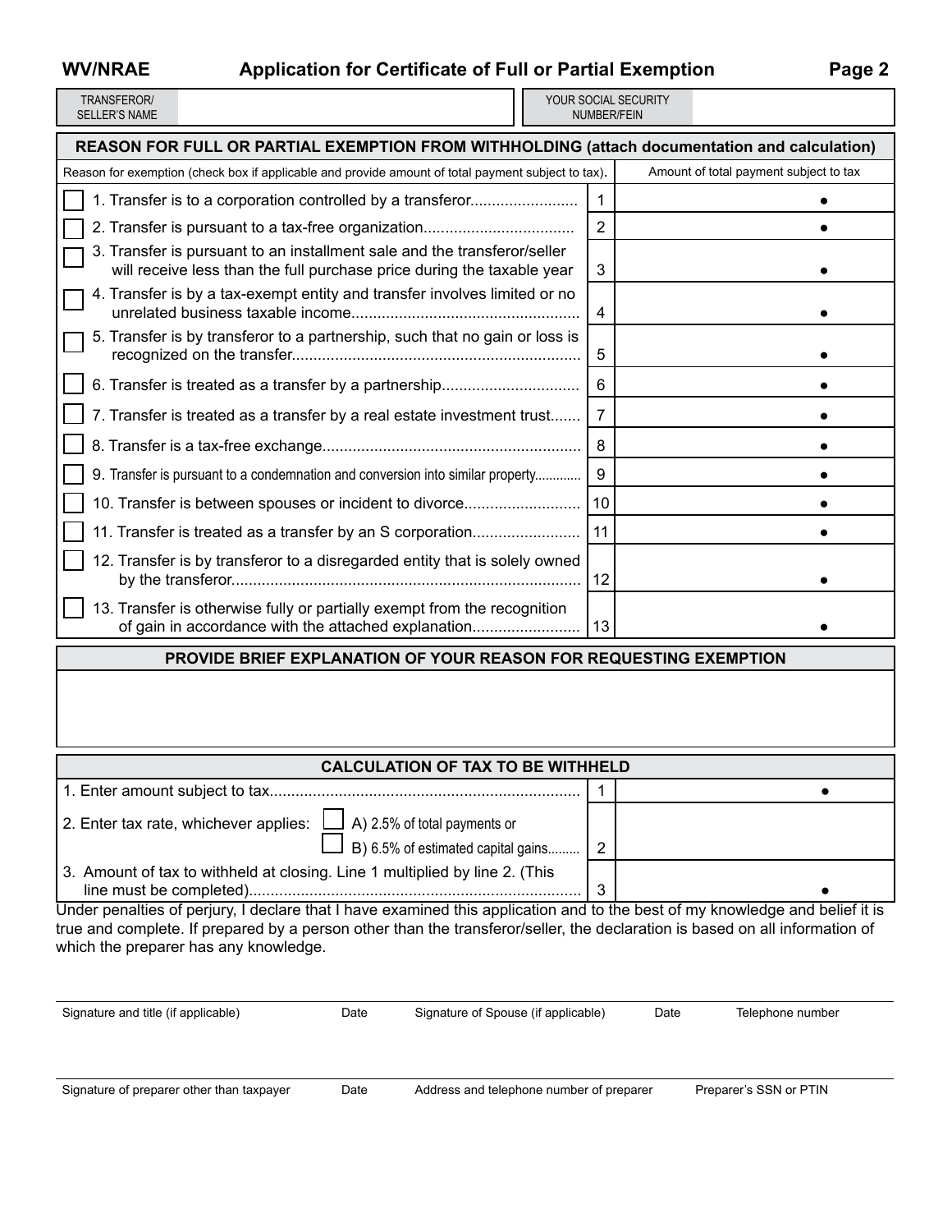**WV/NRAE** **Application for Certificate of Full or Partial Exemption** **Page 2**

| TRANSFEROR/ SELLER'S NAME | | YOUR SOCIAL SECURITY NUMBER/FEIN | |
|---|---|---|---|

## REASON FOR FULL OR PARTIAL EXEMPTION FROM WITHHOLDING (attach documentation and calculation)

| Reason for exemption (check box if applicable and provide amount of total payment subject to tax). | | Amount of total payment subject to tax |
|---|---|---|
| ☐ 1. Transfer is to a corporation controlled by a transferor......................... | 1 | • |
| ☐ 2. Transfer is pursuant to a tax-free organization.................................. | 2 | • |
| ☐ 3. Transfer is pursuant to an installment sale and the transferor/seller will receive less than the full purchase price during the taxable year | 3 | • |
| ☐ 4. Transfer is by a tax-exempt entity and transfer involves limited or no unrelated business taxable income.................................................... | 4 | • |
| ☐ 5. Transfer is by transferor to a partnership, such that no gain or loss is recognized on the transfer.................................................................. | 5 | • |
| ☐ 6. Transfer is treated as a transfer by a partnership................................ | 6 | • |
| ☐ 7. Transfer is treated as a transfer by a real estate investment trust....... | 7 | • |
| ☐ 8. Transfer is a tax-free exchange........................................................... | 8 | • |
| ☐ 9. Transfer is pursuant to a condemnation and conversion into similar property............ | 9 | • |
| ☐ 10. Transfer is between spouses or incident to divorce.......................... | 10 | • |
| ☐ 11. Transfer is treated as a transfer by an S corporation......................... | 11 | • |
| ☐ 12. Transfer is by transferor to a disregarded entity that is solely owned by the transferor................................................................................ | 12 | • |
| ☐ 13. Transfer is otherwise fully or partially exempt from the recognition of gain in accordance with the attached explanation......................... | 13 | • |

## PROVIDE BRIEF EXPLANATION OF YOUR REASON FOR REQUESTING EXEMPTION

## CALCULATION OF TAX TO BE WITHHELD

| | | |
|---|---|---|
| 1. Enter amount subject to tax....................................................................... | 1 | • |
| 2. Enter tax rate, whichever applies: ☐ A) 2.5% of total payments or ☐ B) 6.5% of estimated capital gains......... | 2 | |
| 3. Amount of tax to withheld at closing. Line 1 multiplied by line 2. (This line must be completed)............................................................................ | 3 | • |

Under penalties of perjury, I declare that I have examined this application and to the best of my knowledge and belief it is true and complete. If prepared by a person other than the transferor/seller, the declaration is based on all information of which the preparer has any knowledge.

| Signature and title (if applicable) | Date | Signature of Spouse (if applicable) | Date | Telephone number |
|---|---|---|---|---|
| | | | | |

| Signature of preparer other than taxpayer | Date | Address and telephone number of preparer | Preparer's SSN or PTIN |
|---|---|---|---|
| | | | |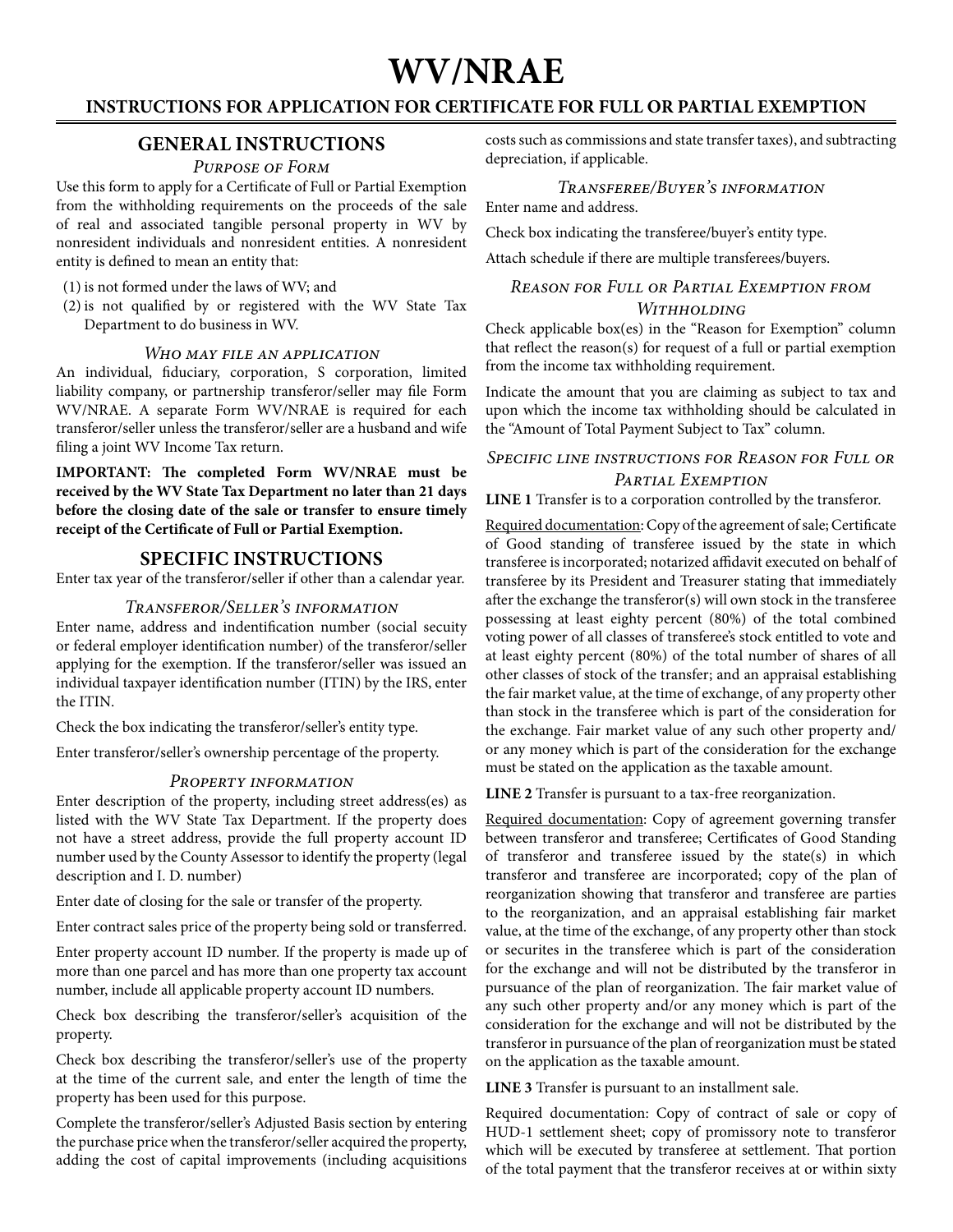# WV/NRAE

## INSTRUCTIONS FOR APPLICATION FOR CERTIFICATE FOR FULL OR PARTIAL EXEMPTION

## GENERAL INSTRUCTIONS

### *Purpose of Form*

Use this form to apply for a Certificate of Full or Partial Exemption from the withholding requirements on the proceeds of the sale of real and associated tangible personal property in WV by nonresident individuals and nonresident entities. A nonresident entity is defined to mean an entity that:

(1) is not formed under the laws of WV; and
(2) is not qualified by or registered with the WV State Tax Department to do business in WV.

### *Who may file an application*

An individual, fiduciary, corporation, S corporation, limited liability company, or partnership transferor/seller may file Form WV/NRAE. A separate Form WV/NRAE is required for each transferor/seller unless the transferor/seller are a husband and wife filing a joint WV Income Tax return.

**IMPORTANT: The completed Form WV/NRAE must be received by the WV State Tax Department no later than 21 days before the closing date of the sale or transfer to ensure timely receipt of the Certificate of Full or Partial Exemption.**

## SPECIFIC INSTRUCTIONS

Enter tax year of the transferor/seller if other than a calendar year.

### *Transferor/Seller's information*

Enter name, address and indentification number (social secuity or federal employer identification number) of the transferor/seller applying for the exemption. If the transferor/seller was issued an individual taxpayer identification number (ITIN) by the IRS, enter the ITIN.

Check the box indicating the transferor/seller's entity type.

Enter transferor/seller's ownership percentage of the property.

### *Property information*

Enter description of the property, including street address(es) as listed with the WV State Tax Department. If the property does not have a street address, provide the full property account ID number used by the County Assessor to identify the property (legal description and I. D. number)

Enter date of closing for the sale or transfer of the property.

Enter contract sales price of the property being sold or transferred.

Enter property account ID number. If the property is made up of more than one parcel and has more than one property tax account number, include all applicable property account ID numbers.

Check box describing the transferor/seller's acquisition of the property.

Check box describing the transferor/seller's use of the property at the time of the current sale, and enter the length of time the property has been used for this purpose.

Complete the transferor/seller's Adjusted Basis section by entering the purchase price when the transferor/seller acquired the property, adding the cost of capital improvements (including acquisitions costs such as commissions and state transfer taxes), and subtracting depreciation, if applicable.

### *Transferee/Buyer's information*

Enter name and address.

Check box indicating the transferee/buyer's entity type.

Attach schedule if there are multiple transferees/buyers.

### *Reason for Full or Partial Exemption from Withholding*

Check applicable box(es) in the "Reason for Exemption" column that reflect the reason(s) for request of a full or partial exemption from the income tax withholding requirement.

Indicate the amount that you are claiming as subject to tax and upon which the income tax withholding should be calculated in the "Amount of Total Payment Subject to Tax" column.

### *Specific line instructions for Reason for Full or Partial Exemption*

**LINE 1** Transfer is to a corporation controlled by the transferor.

Required documentation: Copy of the agreement of sale; Certificate of Good standing of transferee issued by the state in which transferee is incorporated; notarized affidavit executed on behalf of transferee by its President and Treasurer stating that immediately after the exchange the transferor(s) will own stock in the transferee possessing at least eighty percent (80%) of the total combined voting power of all classes of transferee's stock entitled to vote and at least eighty percent (80%) of the total number of shares of all other classes of stock of the transfer; and an appraisal establishing the fair market value, at the time of exchange, of any property other than stock in the transferee which is part of the consideration for the exchange. Fair market value of any such other property and/or any money which is part of the consideration for the exchange must be stated on the application as the taxable amount.

**LINE 2** Transfer is pursuant to a tax-free reorganization.

Required documentation: Copy of agreement governing transfer between transferor and transferee; Certificates of Good Standing of transferor and transferee issued by the state(s) in which transferor and transferee are incorporated; copy of the plan of reorganization showing that transferor and transferee are parties to the reorganization, and an appraisal establishing fair market value, at the time of the exchange, of any property other than stock or securites in the transferee which is part of the consideration for the exchange and will not be distributed by the transferor in pursuance of the plan of reorganization. The fair market value of any such other property and/or any money which is part of the consideration for the exchange and will not be distributed by the transferor in pursuance of the plan of reorganization must be stated on the application as the taxable amount.

**LINE 3** Transfer is pursuant to an installment sale.

Required documentation: Copy of contract of sale or copy of HUD-1 settlement sheet; copy of promissory note to transferor which will be executed by transferee at settlement. That portion of the total payment that the transferor receives at or within sixty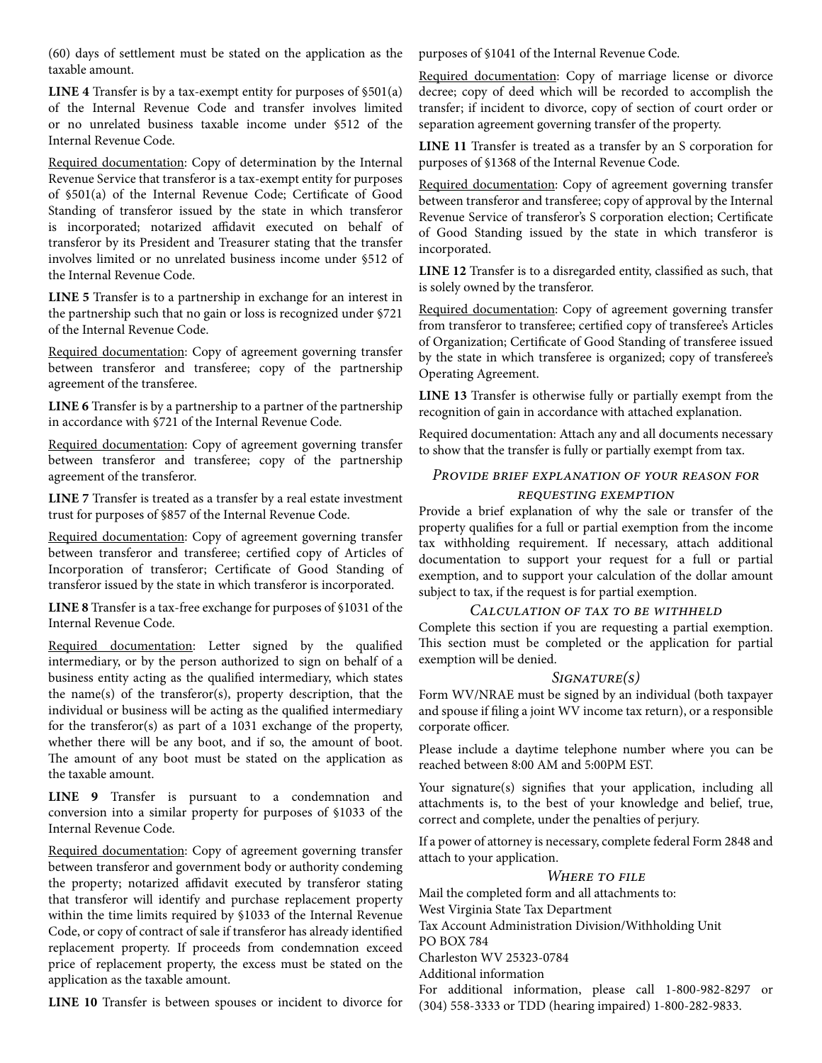(60) days of settlement must be stated on the application as the taxable amount.

**LINE 4** Transfer is by a tax-exempt entity for purposes of §501(a) of the Internal Revenue Code and transfer involves limited or no unrelated business taxable income under §512 of the Internal Revenue Code.

Required documentation: Copy of determination by the Internal Revenue Service that transferor is a tax-exempt entity for purposes of §501(a) of the Internal Revenue Code; Certificate of Good Standing of transferor issued by the state in which transferor is incorporated; notarized affidavit executed on behalf of transferor by its President and Treasurer stating that the transfer involves limited or no unrelated business income under §512 of the Internal Revenue Code.

**LINE 5** Transfer is to a partnership in exchange for an interest in the partnership such that no gain or loss is recognized under §721 of the Internal Revenue Code.

Required documentation: Copy of agreement governing transfer between transferor and transferee; copy of the partnership agreement of the transferee.

**LINE 6** Transfer is by a partnership to a partner of the partnership in accordance with §721 of the Internal Revenue Code.

Required documentation: Copy of agreement governing transfer between transferor and transferee; copy of the partnership agreement of the transferor.

**LINE 7** Transfer is treated as a transfer by a real estate investment trust for purposes of §857 of the Internal Revenue Code.

Required documentation: Copy of agreement governing transfer between transferor and transferee; certified copy of Articles of Incorporation of transferor; Certificate of Good Standing of transferor issued by the state in which transferor is incorporated.

**LINE 8** Transfer is a tax-free exchange for purposes of §1031 of the Internal Revenue Code.

Required documentation: Letter signed by the qualified intermediary, or by the person authorized to sign on behalf of a business entity acting as the qualified intermediary, which states the name(s) of the transferor(s), property description, that the individual or business will be acting as the qualified intermediary for the transferor(s) as part of a 1031 exchange of the property, whether there will be any boot, and if so, the amount of boot. The amount of any boot must be stated on the application as the taxable amount.

**LINE 9** Transfer is pursuant to a condemnation and conversion into a similar property for purposes of §1033 of the Internal Revenue Code.

Required documentation: Copy of agreement governing transfer between transferor and government body or authority condeming the property; notarized affidavit executed by transferor stating that transferor will identify and purchase replacement property within the time limits required by §1033 of the Internal Revenue Code, or copy of contract of sale if transferor has already identified replacement property. If proceeds from condemnation exceed price of replacement property, the excess must be stated on the application as the taxable amount.

**LINE 10** Transfer is between spouses or incident to divorce for purposes of §1041 of the Internal Revenue Code.

Required documentation: Copy of marriage license or divorce decree; copy of deed which will be recorded to accomplish the transfer; if incident to divorce, copy of section of court order or separation agreement governing transfer of the property.

**LINE 11** Transfer is treated as a transfer by an S corporation for purposes of §1368 of the Internal Revenue Code.

Required documentation: Copy of agreement governing transfer between transferor and transferee; copy of approval by the Internal Revenue Service of transferor's S corporation election; Certificate of Good Standing issued by the state in which transferor is incorporated.

**LINE 12** Transfer is to a disregarded entity, classified as such, that is solely owned by the transferor.

Required documentation: Copy of agreement governing transfer from transferor to transferee; certified copy of transferee's Articles of Organization; Certificate of Good Standing of transferee issued by the state in which transferee is organized; copy of transferee's Operating Agreement.

**LINE 13** Transfer is otherwise fully or partially exempt from the recognition of gain in accordance with attached explanation.

Required documentation: Attach any and all documents necessary to show that the transfer is fully or partially exempt from tax.

### *Provide brief explanation of your reason for requesting exemption*

Provide a brief explanation of why the sale or transfer of the property qualifies for a full or partial exemption from the income tax withholding requirement. If necessary, attach additional documentation to support your request for a full or partial exemption, and to support your calculation of the dollar amount subject to tax, if the request is for partial exemption.

### *Calculation of tax to be withheld*

Complete this section if you are requesting a partial exemption. This section must be completed or the application for partial exemption will be denied.

### *Signature(s)*

Form WV/NRAE must be signed by an individual (both taxpayer and spouse if filing a joint WV income tax return), or a responsible corporate officer.

Please include a daytime telephone number where you can be reached between 8:00 AM and 5:00PM EST.

Your signature(s) signifies that your application, including all attachments is, to the best of your knowledge and belief, true, correct and complete, under the penalties of perjury.

If a power of attorney is necessary, complete federal Form 2848 and attach to your application.

### *Where to file*

Mail the completed form and all attachments to:
West Virginia State Tax Department
Tax Account Administration Division/Withholding Unit
PO BOX 784
Charleston WV 25323-0784

Additional information

For additional information, please call 1-800-982-8297 or (304) 558-3333 or TDD (hearing impaired) 1-800-282-9833.